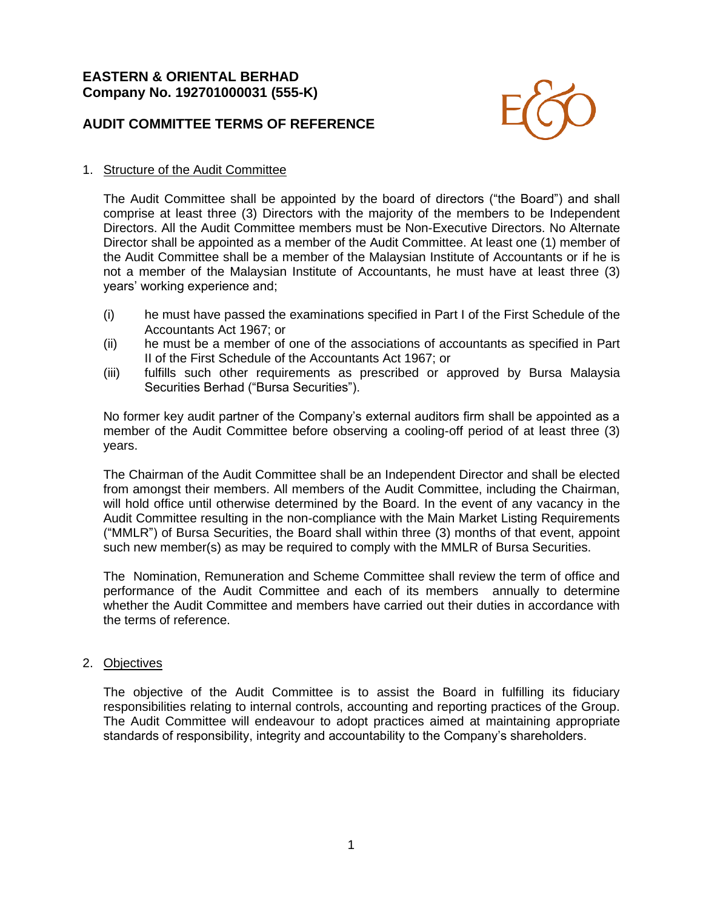**EASTERN & ORIENTAL BERHAD**
**Company No. 192701000031 (555-K)**

# AUDIT COMMITTEE TERMS OF REFERENCE

## 1. Structure of the Audit Committee

The Audit Committee shall be appointed by the board of directors ("the Board") and shall comprise at least three (3) Directors with the majority of the members to be Independent Directors. All the Audit Committee members must be Non-Executive Directors. No Alternate Director shall be appointed as a member of the Audit Committee. At least one (1) member of the Audit Committee shall be a member of the Malaysian Institute of Accountants or if he is not a member of the Malaysian Institute of Accountants, he must have at least three (3) years' working experience and;

(i) he must have passed the examinations specified in Part I of the First Schedule of the Accountants Act 1967; or
(ii) he must be a member of one of the associations of accountants as specified in Part II of the First Schedule of the Accountants Act 1967; or
(iii) fulfills such other requirements as prescribed or approved by Bursa Malaysia Securities Berhad ("Bursa Securities").

No former key audit partner of the Company's external auditors firm shall be appointed as a member of the Audit Committee before observing a cooling-off period of at least three (3) years.

The Chairman of the Audit Committee shall be an Independent Director and shall be elected from amongst their members. All members of the Audit Committee, including the Chairman, will hold office until otherwise determined by the Board. In the event of any vacancy in the Audit Committee resulting in the non-compliance with the Main Market Listing Requirements ("MMLR") of Bursa Securities, the Board shall within three (3) months of that event, appoint such new member(s) as may be required to comply with the MMLR of Bursa Securities.

The Nomination, Remuneration and Scheme Committee shall review the term of office and performance of the Audit Committee and each of its members annually to determine whether the Audit Committee and members have carried out their duties in accordance with the terms of reference.

## 2. Objectives

The objective of the Audit Committee is to assist the Board in fulfilling its fiduciary responsibilities relating to internal controls, accounting and reporting practices of the Group. The Audit Committee will endeavour to adopt practices aimed at maintaining appropriate standards of responsibility, integrity and accountability to the Company's shareholders.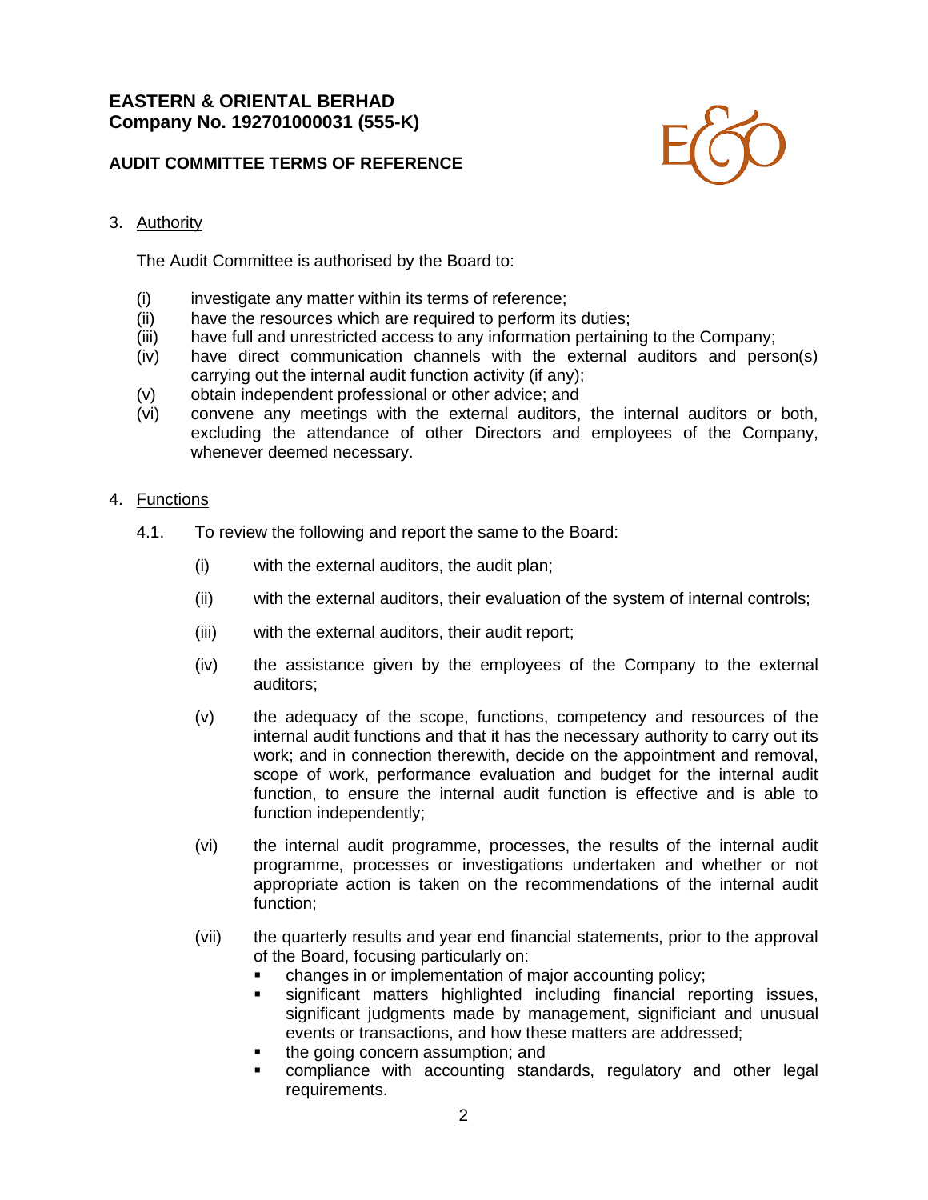3. Authority

   The Audit Committee is authorised by the Board to:

   (i) investigate any matter within its terms of reference;
   (ii) have the resources which are required to perform its duties;
   (iii) have full and unrestricted access to any information pertaining to the Company;
   (iv) have direct communication channels with the external auditors and person(s) carrying out the internal audit function activity (if any);
   (v) obtain independent professional or other advice; and
   (vi) convene any meetings with the external auditors, the internal auditors or both, excluding the attendance of other Directors and employees of the Company, whenever deemed necessary.

4. Functions

   4.1. To review the following and report the same to the Board:

   (i) with the external auditors, the audit plan;

   (ii) with the external auditors, their evaluation of the system of internal controls;

   (iii) with the external auditors, their audit report;

   (iv) the assistance given by the employees of the Company to the external auditors;

   (v) the adequacy of the scope, functions, competency and resources of the internal audit functions and that it has the necessary authority to carry out its work; and in connection therewith, decide on the appointment and removal, scope of work, performance evaluation and budget for the internal audit function, to ensure the internal audit function is effective and is able to function independently;

   (vi) the internal audit programme, processes, the results of the internal audit programme, processes or investigations undertaken and whether or not appropriate action is taken on the recommendations of the internal audit function;

   (vii) the quarterly results and year end financial statements, prior to the approval of the Board, focusing particularly on:
   - changes in or implementation of major accounting policy;
   - significant matters highlighted including financial reporting issues, significant judgments made by management, significiant and unusual events or transactions, and how these matters are addressed;
   - the going concern assumption; and
   - compliance with accounting standards, regulatory and other legal requirements.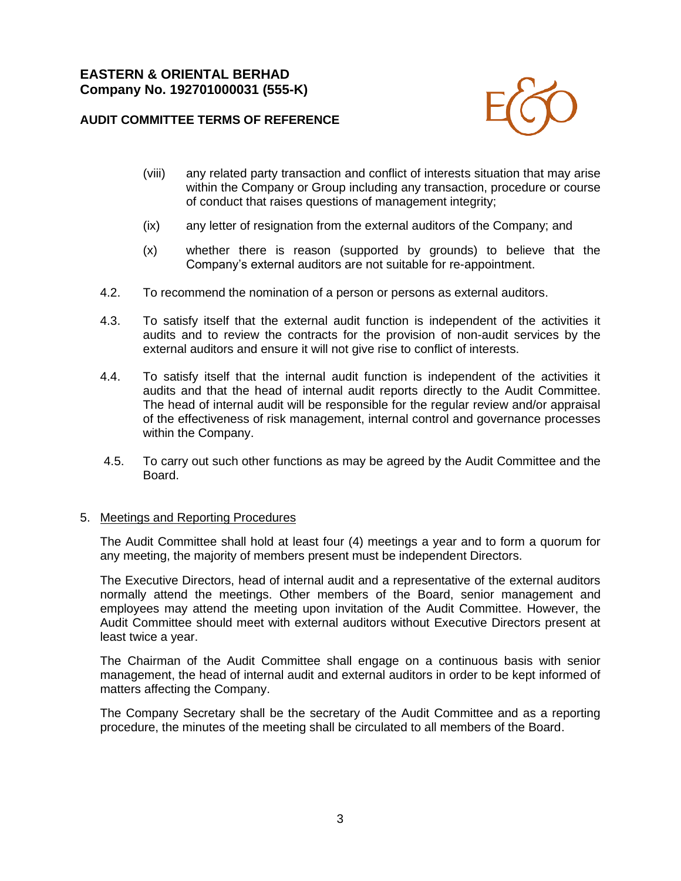(viii) any related party transaction and conflict of interests situation that may arise within the Company or Group including any transaction, procedure or course of conduct that raises questions of management integrity;

(ix) any letter of resignation from the external auditors of the Company; and

(x) whether there is reason (supported by grounds) to believe that the Company's external auditors are not suitable for re-appointment.

4.2. To recommend the nomination of a person or persons as external auditors.

4.3. To satisfy itself that the external audit function is independent of the activities it audits and to review the contracts for the provision of non-audit services by the external auditors and ensure it will not give rise to conflict of interests.

4.4. To satisfy itself that the internal audit function is independent of the activities it audits and that the head of internal audit reports directly to the Audit Committee. The head of internal audit will be responsible for the regular review and/or appraisal of the effectiveness of risk management, internal control and governance processes within the Company.

4.5. To carry out such other functions as may be agreed by the Audit Committee and the Board.

## 5. Meetings and Reporting Procedures

The Audit Committee shall hold at least four (4) meetings a year and to form a quorum for any meeting, the majority of members present must be independent Directors.

The Executive Directors, head of internal audit and a representative of the external auditors normally attend the meetings. Other members of the Board, senior management and employees may attend the meeting upon invitation of the Audit Committee. However, the Audit Committee should meet with external auditors without Executive Directors present at least twice a year.

The Chairman of the Audit Committee shall engage on a continuous basis with senior management, the head of internal audit and external auditors in order to be kept informed of matters affecting the Company.

The Company Secretary shall be the secretary of the Audit Committee and as a reporting procedure, the minutes of the meeting shall be circulated to all members of the Board.